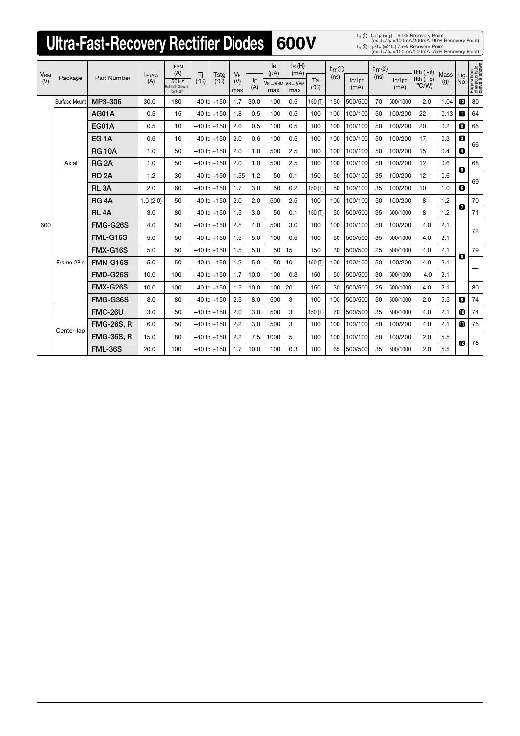# Ultra-Fast-Recovery Rectifier Diodes 600V

$t_{rr}$①: $I_F/I_R$ (=$I_F$) 90% Recovery Point (ex. $I_F/I_R$ = 100mA/100mA 90% Recovery Point)
$t_{rr}$②: $I_F/I_R$ (=2 $I_F$) 75% Recovery Point (ex. $I_F/I_R$ = 100mA/200mA 75% Recovery Point)

| $V_{RM}$ (V) | Package | Part Number | $I_{F(AV)}$ (A) | $I_{FSM}$ (A) 50Hz Half-cycle Sinewave Single Shot | Tj (°C) | Tstg (°C) | $V_F$ (V) max | $I_F$ (A) | $I_R$ (μA) $V_R = V_{RM}$ max | $I_R$ (H) (mA) $V_R = V_{RM}$ max | Ta (°C) | $t_{rr}$① (ns) | $I_F/I_{FP}$ (mA) | $t_{rr}$② (ns) | $I_F/I_{FP}$ (mA) | Rth (j-ℓ) Rth (j-c) (°C/W) | Mass (g) | Fig. No. | Page where characteristic curve is shown |
|---|---|---|---|---|---|---|---|---|---|---|---|---|---|---|---|---|---|---|---|
| 600 | Surface Mount | MP3-306 | 30.0 | 180 | –40 to +150 | | 1.7 | 30.0 | 100 | 0.5 | 150 (Tj) | 150 | 500/500 | 70 | 500/1000 | 2.0 | 1.04 | 13 | 80 |
| | Axial | AG01A | 0.5 | 15 | –40 to +150 | | 1.8 | 0.5 | 100 | 0.5 | 100 | 100 | 100/100 | 50 | 100/200 | 22 | 0.13 | 1 | 64 |
| | | EG01A | 0.5 | 10 | –40 to +150 | | 2.0 | 0.5 | 100 | 0.5 | 100 | 100 | 100/100 | 50 | 100/200 | 20 | 0.2 | 2 | 65 |
| | | EG 1A | 0.6 | 10 | –40 to +150 | | 2.0 | 0.6 | 100 | 0.5 | 100 | 100 | 100/100 | 50 | 100/200 | 17 | 0.3 | 3 | 66 |
| | | RG 10A | 1.0 | 50 | –40 to +150 | | 2.0 | 1.0 | 500 | 2.5 | 100 | 100 | 100/100 | 50 | 100/200 | 15 | 0.4 | 4 | |
| | | RG 2A | 1.0 | 50 | –40 to +150 | | 2.0 | 1.0 | 500 | 2.5 | 100 | 100 | 100/100 | 50 | 100/200 | 12 | 0.6 | 5 | 68 |
| | | RD 2A | 1.2 | 30 | –40 to +150 | | 1.55 | 1.2 | 50 | 0.1 | 150 | 50 | 100/100 | 35 | 100/200 | 12 | 0.6 | | 69 |
| | | RL 3A | 2.0 | 60 | –40 to +150 | | 1.7 | 3.0 | 50 | 0.2 | 150 (Tj) | 50 | 100/100 | 35 | 100/200 | 10 | 1.0 | 6 | |
| | | RG 4A | 1.0 (2.0) | 50 | –40 to +150 | | 2.0 | 2.0 | 500 | 2.5 | 100 | 100 | 100/100 | 50 | 100/200 | 8 | 1.2 | 7 | 70 |
| | | RL 4A | 3.0 | 80 | –40 to +150 | | 1.5 | 3.0 | 50 | 0.1 | 150 (Tj) | 50 | 500/500 | 35 | 500/1000 | 8 | 1.2 | | 71 |
| | Frame-2Pin | FMG-G26S | 4.0 | 50 | –40 to +150 | | 2.5 | 4.0 | 500 | 3.0 | 100 | 100 | 100/100 | 50 | 100/200 | 4.0 | 2.1 | 8 | 72 |
| | | FML-G16S | 5.0 | 50 | –40 to +150 | | 1.5 | 5.0 | 100 | 0.5 | 100 | 50 | 500/500 | 35 | 500/1000 | 4.0 | 2.1 | | |
| | | FMX-G16S | 5.0 | 50 | –40 to +150 | | 1.5 | 5.0 | 50 | 15 | 150 | 30 | 500/500 | 25 | 500/1000 | 4.0 | 2.1 | | 79 |
| | | FMN-G16S | 5.0 | 50 | –40 to +150 | | 1.2 | 5.0 | 50 | 10 | 150 (Tj) | 100 | 100/100 | 50 | 100/200 | 4.0 | 2.1 | | — |
| | | FMD-G26S | 10.0 | 100 | –40 to +150 | | 1.7 | 10.0 | 100 | 0.3 | 150 | 50 | 500/500 | 30 | 500/1000 | 4.0 | 2.1 | | |
| | | FMX-G26S | 10.0 | 100 | –40 to +150 | | 1.5 | 10.0 | 100 | 20 | 150 | 30 | 500/500 | 25 | 500/1000 | 4.0 | 2.1 | | 80 |
| | | FMG-G36S | 8.0 | 80 | –40 to +150 | | 2.5 | 8.0 | 500 | 3 | 100 | 100 | 500/500 | 50 | 500/1000 | 2.0 | 5.5 | 9 | 74 |
| | Center-tap | FMC-26U | 3.0 | 50 | –40 to +150 | | 2.0 | 3.0 | 500 | 3 | 150 (Tj) | 70 | 500/500 | 35 | 500/1000 | 4.0 | 2.1 | 10 | 74 |
| | | FMG-26S, R | 6.0 | 50 | –40 to +150 | | 2.2 | 3.0 | 500 | 3 | 100 | 100 | 100/100 | 50 | 100/200 | 4.0 | 2.1 | 11 | 75 |
| | | FMG-36S, R | 15.0 | 80 | –40 to +150 | | 2.2 | 7.5 | 1000 | 5 | 100 | 100 | 100/100 | 50 | 100/200 | 2.0 | 5.5 | 12 | 78 |
| | | FML-36S | 20.0 | 100 | –40 to +150 | | 1.7 | 10.0 | 100 | 0.3 | 100 | 65 | 500/500 | 35 | 500/1000 | 2.0 | 5.5 | | |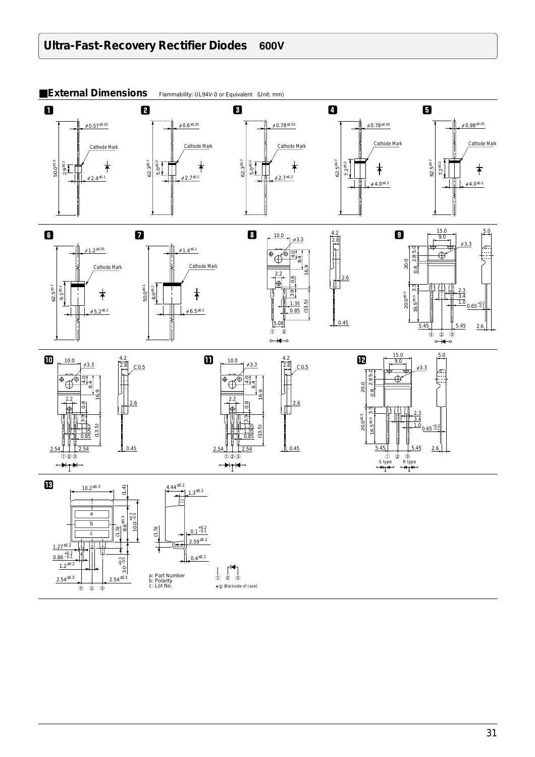# Ultra-Fast-Recovery Rectifier Diodes 600V

## ■External Dimensions

Flammability: UL94V-0 or Equivalent (Unit: mm)

**1**

ϕ0.57±0.02
Cathode Mark
50.0±1.0
2.9±0.1
ϕ2.4±0.1

**2**

ϕ0.6±0.05
Cathode Mark
62.3±0.7
5.0±0.2
ϕ2.7±0.2

**3**

ϕ0.78±0.05
Cathode Mark
62.3±0.7
5.0±0.2
ϕ2.7±0.2

**4**

ϕ0.78±0.05
Cathode Mark
62.5±0.7
7.2±0.2
ϕ4.0±0.2

**5**

ϕ0.98±0.05
Cathode Mark
62.5±0.7
7.2±0.2
ϕ4.0±0.2

**6**

ϕ1.2±0.05
Cathode Mark
62.5±0.7
9.1±0.2
ϕ5.2±0.2

**7**

ϕ1.4±0.1
Cathode Mark
50.0±0.1
8.0±0.2
ϕ6.5±0.2

**8**

10.0
ϕ3.3
4.0
8.4
16.9
2.2
0.8
3.9
1.35
0.85
(13.5)
5.08
① ②
4.2
2.8
2.6
0.45

**9**

15.0
9.0
5.0
ϕ3.3
20.0
2.8
5.0
0.8
3.5
20.0±0.5
16.5±0.5
2.3
3.4
1.0
0.65 +0.2 −0.1
5.45
5.45
2.6
① ② ③

**10**

10.0
ϕ3.3
4.0
8.4
16.9
2.2
0.8
3.9
1.35
1.35
0.85
(13.5)
2.54
2.54
① ② ③
4.2
2.8
C 0.5
2.6
0.45

**11**

10.0
ϕ3.3
4.0
8.4
16.9
2.2
0.8
3.9
1.35
1.35
0.85
(13.5)
2.54
2.54
① ② ③
4.2
2.8
C 0.5
2.6
0.45

**12**

15.0
9.0
5.0
ϕ3.3
20.0
2.8
5.0
0.8
3.5
20.0±0.5
16.5±0.5
2.3
3.4
1.0
0.65 +0.2 −0.1
5.45
5.45
2.6
① ② ③
S type
R type

**13**

10.2±0.3
(1.4)
a
b
c
8.6±0.3
10.0 +0.3 −0.5
(1.5)
1.27±0.2
0.86 +0.2 −0.1
1.2±0.2
3.0 +0.3 −0.5
2.54±0.5
2.54±0.5
① ② ③
4.44±0.2
1.3±0.2
(1.5)
0.1 +0.2 −0.1
2.59±0.2
0.4±0.1

a: Part Number
b: Polarity
c: Lot No.

① ② ③
*② (Backside of case)